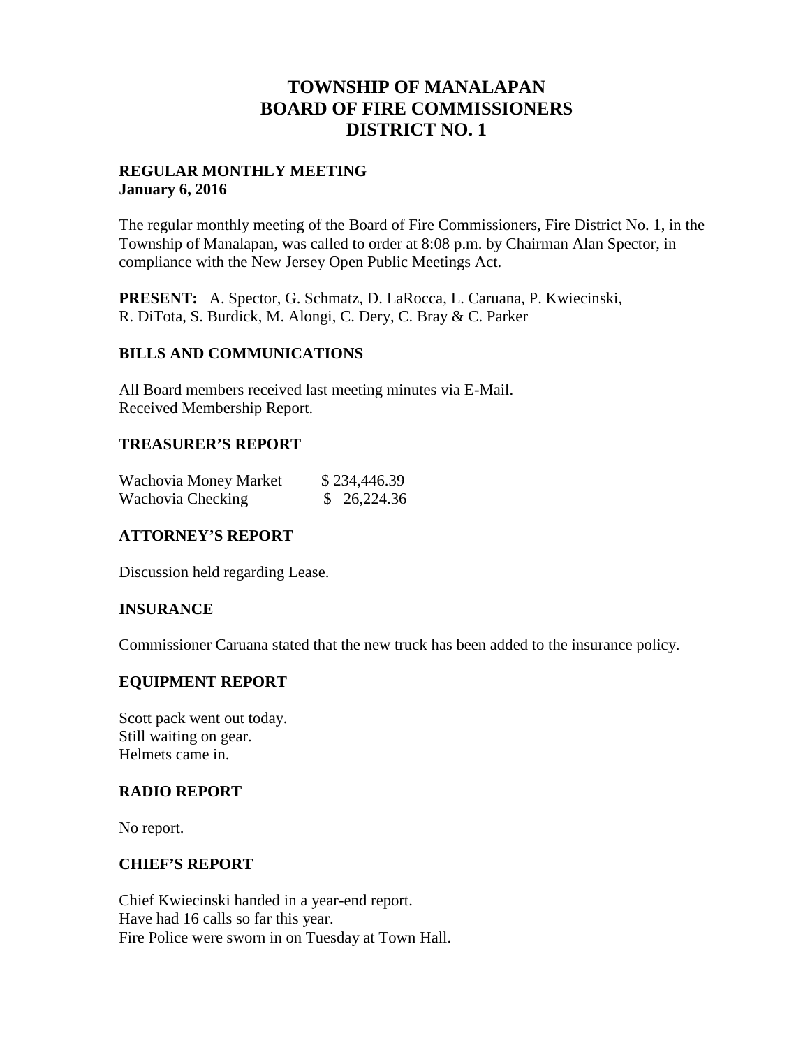# TOWNSHIP OF MANALAPAN
# BOARD OF FIRE COMMISSIONERS
# DISTRICT NO. 1

**REGULAR MONTHLY MEETING**
**January 6, 2016**

The regular monthly meeting of the Board of Fire Commissioners, Fire District No. 1, in the Township of Manalapan, was called to order at 8:08 p.m. by Chairman Alan Spector, in compliance with the New Jersey Open Public Meetings Act.

**PRESENT:** A. Spector, G. Schmatz, D. LaRocca, L. Caruana, P. Kwiecinski, R. DiTota, S. Burdick, M. Alongi, C. Dery, C. Bray & C. Parker

## BILLS AND COMMUNICATIONS

All Board members received last meeting minutes via E-Mail.
Received Membership Report.

## TREASURER'S REPORT

| | |
|---|---|
| Wachovia Money Market | $ 234,446.39 |
| Wachovia Checking | $ 26,224.36 |

## ATTORNEY'S REPORT

Discussion held regarding Lease.

## INSURANCE

Commissioner Caruana stated that the new truck has been added to the insurance policy.

## EQUIPMENT REPORT

Scott pack went out today.
Still waiting on gear.
Helmets came in.

## RADIO REPORT

No report.

## CHIEF'S REPORT

Chief Kwiecinski handed in a year-end report.
Have had 16 calls so far this year.
Fire Police were sworn in on Tuesday at Town Hall.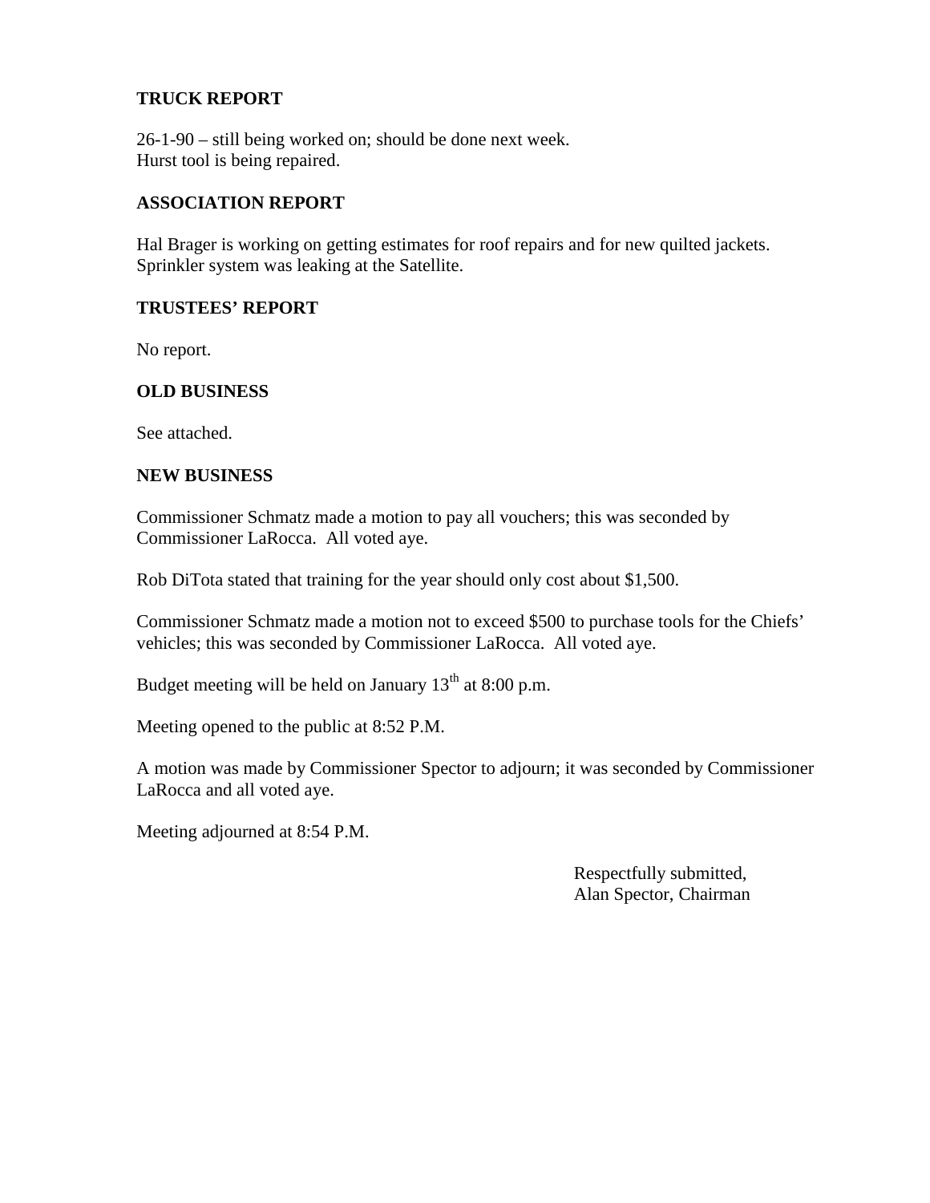**TRUCK REPORT**

26-1-90 – still being worked on; should be done next week.
Hurst tool is being repaired.

**ASSOCIATION REPORT**

Hal Brager is working on getting estimates for roof repairs and for new quilted jackets. Sprinkler system was leaking at the Satellite.

**TRUSTEES' REPORT**

No report.

**OLD BUSINESS**

See attached.

**NEW BUSINESS**

Commissioner Schmatz made a motion to pay all vouchers; this was seconded by Commissioner LaRocca. All voted aye.

Rob DiTota stated that training for the year should only cost about $1,500.

Commissioner Schmatz made a motion not to exceed $500 to purchase tools for the Chiefs' vehicles; this was seconded by Commissioner LaRocca. All voted aye.

Budget meeting will be held on January 13th at 8:00 p.m.

Meeting opened to the public at 8:52 P.M.

A motion was made by Commissioner Spector to adjourn; it was seconded by Commissioner LaRocca and all voted aye.

Meeting adjourned at 8:54 P.M.

Respectfully submitted,
Alan Spector, Chairman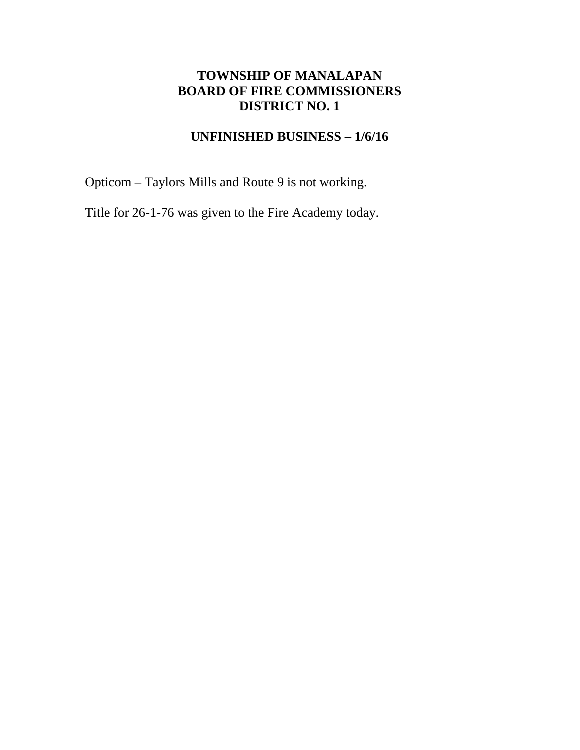**TOWNSHIP OF MANALAPAN**
**BOARD OF FIRE COMMISSIONERS**
**DISTRICT NO. 1**

**UNFINISHED BUSINESS – 1/6/16**

Opticom – Taylors Mills and Route 9 is not working.

Title for 26-1-76 was given to the Fire Academy today.